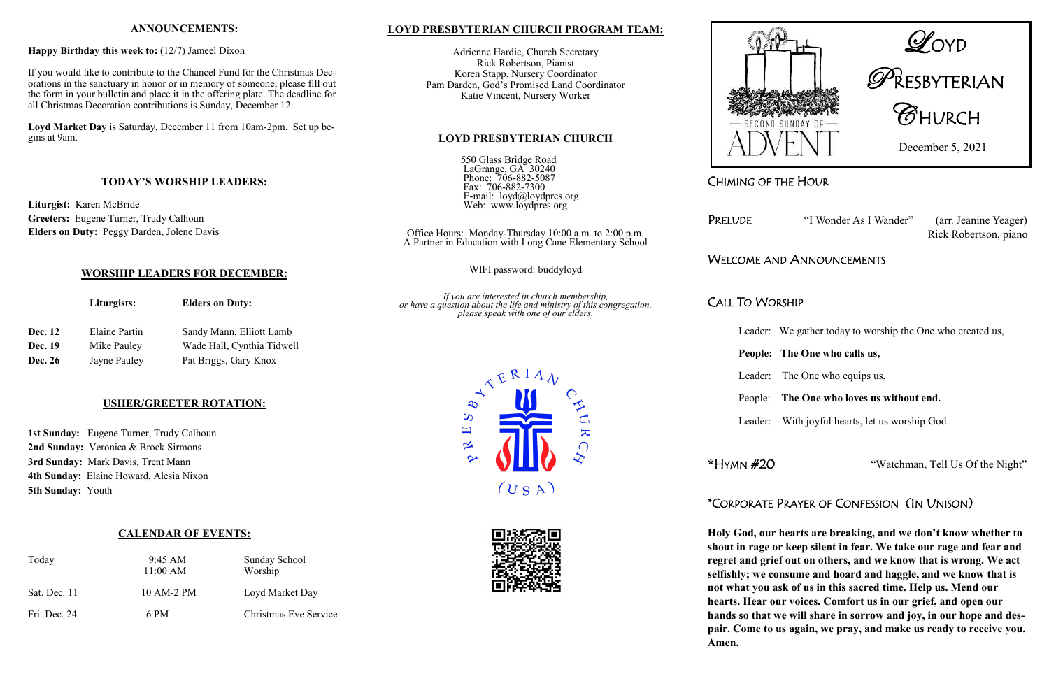## ANNOUNCEMENTS:

**Happy Birthday this week to:** (12/7) Jameel Dixon

If you would like to contribute to the Chancel Fund for the Christmas Decorations in the sanctuary in honor or in memory of someone, please fill out the form in your bulletin and place it in the offering plate. The deadline for all Christmas Decoration contributions is Sunday, December 12.

**Loyd Market Day** is Saturday, December 11 from 10am-2pm. Set up begins at 9am.

## TODAY'S WORSHIP LEADERS:

**Liturgist:** Karen McBride
**Greeters:** Eugene Turner, Trudy Calhoun
**Elders on Duty:** Peggy Darden, Jolene Davis

## WORSHIP LEADERS FOR DECEMBER:

| | Liturgists: | Elders on Duty: |
|---|---|---|
| **Dec. 12** | Elaine Partin | Sandy Mann, Elliott Lamb |
| **Dec. 19** | Mike Pauley | Wade Hall, Cynthia Tidwell |
| **Dec. 26** | Jayne Pauley | Pat Briggs, Gary Knox |

## USHER/GREETER ROTATION:

**1st Sunday:** Eugene Turner, Trudy Calhoun
**2nd Sunday:** Veronica & Brock Sirmons
**3rd Sunday:** Mark Davis, Trent Mann
**4th Sunday:** Elaine Howard, Alesia Nixon
**5th Sunday:** Youth

## CALENDAR OF EVENTS:

| | | |
|---|---|---|
| Today | 9:45 AM<br>11:00 AM | Sunday School<br>Worship |
| Sat. Dec. 11 | 10 AM-2 PM | Loyd Market Day |
| Fri. Dec. 24 | 6 PM | Christmas Eve Service |

## LOYD PRESBYTERIAN CHURCH PROGRAM TEAM:

Adrienne Hardie, Church Secretary
Rick Robertson, Pianist
Koren Stapp, Nursery Coordinator
Pam Darden, God's Promised Land Coordinator
Katie Vincent, Nursery Worker

## LOYD PRESBYTERIAN CHURCH

550 Glass Bridge Road
LaGrange, GA 30240
Phone: 706-882-5087
Fax: 706-882-7300
E-mail: loyd@loydpres.org
Web: www.loydpres.org

Office Hours: Monday-Thursday 10:00 a.m. to 2:00 p.m.
A Partner in Education with Long Cane Elementary School

WIFI password: buddyloyd

*If you are interested in church membership, or have a question about the life and ministry of this congregation, please speak with one of our elders.*

PRESBYTERIAN CHURCH (USA)

# Loyd Presbyterian Church

Second Sunday of Advent

December 5, 2021

## Chiming of the Hour

## Prelude — "I Wonder As I Wander" (arr. Jeanine Yeager)
Rick Robertson, piano

## Welcome and Announcements

## Call To Worship

Leader: We gather today to worship the One who created us,

**People: The One who calls us,**

Leader: The One who equips us,

People: **The One who loves us without end.**

Leader: With joyful hearts, let us worship God.

## *Hymn #20 — "Watchman, Tell Us Of the Night"

## *Corporate Prayer of Confession (In Unison)

**Holy God, our hearts are breaking, and we don't know whether to shout in rage or keep silent in fear. We take our rage and fear and regret and grief out on others, and we know that is wrong. We act selfishly; we consume and hoard and haggle, and we know that is not what you ask of us in this sacred time. Help us. Mend our hearts. Hear our voices. Comfort us in our grief, and open our hands so that we will share in sorrow and joy, in our hope and despair. Come to us again, we pray, and make us ready to receive you. Amen.**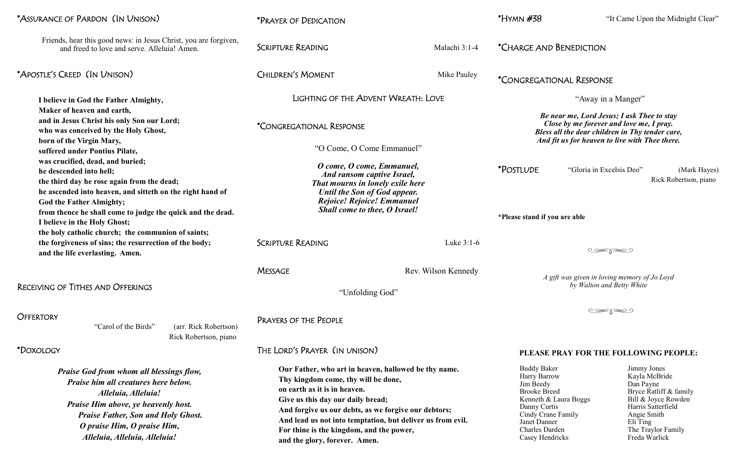## *Assurance of Pardon (In Unison)

Friends, hear this good news: in Jesus Christ, you are forgiven, and freed to love and serve. Alleluia! Amen.

## *Apostle's Creed (In Unison)

**I believe in God the Father Almighty,**
**Maker of heaven and earth,**
**and in Jesus Christ his only Son our Lord;**
**who was conceived by the Holy Ghost,**
**born of the Virgin Mary,**
**suffered under Pontius Pilate,**
**was crucified, dead, and buried;**
**he descended into hell;**
**the third day he rose again from the dead;**
**he ascended into heaven, and sitteth on the right hand of God the Father Almighty;**
**from thence he shall come to judge the quick and the dead.**
**I believe in the Holy Ghost;**
**the holy catholic church; the communion of saints;**
**the forgiveness of sins; the resurrection of the body;**
**and the life everlasting. Amen.**

## Receiving of Tithes and Offerings

## Offertory

"Carol of the Birds" (arr. Rick Robertson)
Rick Robertson, piano

## *Doxology

***Praise God from whom all blessings flow,***
***Praise him all creatures here below.***
***Alleluia, Alleluia!***
***Praise Him above, ye heavenly host.***
***Praise Father, Son and Holy Ghost.***
***O praise Him, O praise Him,***
***Alleluia, Alleluia, Alleluia!***

## *Prayer of Dedication

## Scripture Reading — Malachi 3:1-4

## Children's Moment — Mike Pauley

## Lighting of the Advent Wreath: Love

## *Congregational Response

"O Come, O Come Emmanuel"

***O come, O come, Emmanuel,***
***And ransom captive Israel,***
***That mourns in lonely exile here***
***Until the Son of God appear.***
***Rejoice! Rejoice! Emmanuel***
***Shall come to thee, O Israel!***

## Scripture Reading — Luke 3:1-6

## Message — Rev. Wilson Kennedy

"Unfolding God"

## Prayers of the People

## The Lord's Prayer (In Unison)

**Our Father, who art in heaven, hallowed be thy name.**
**Thy kingdom come, thy will be done,**
**on earth as it is in heaven.**
**Give us this day our daily bread;**
**And forgive us our debts, as we forgive our debtors;**
**And lead us not into temptation, but deliver us from evil.**
**For thine is the kingdom, and the power,**
**and the glory, forever. Amen.**

## *Hymn #38 — "It Came Upon the Midnight Clear"

## *Charge and Benediction

## *Congregational Response

"Away in a Manger"

***Be near me, Lord Jesus; I ask Thee to stay***
***Close by me forever and love me, I pray.***
***Bless all the dear children in Thy tender care,***
***And fit us for heaven to live with Thee there.***

## *Postlude

"Gloria in Excelsis Deo" (Mark Hayes)
Rick Robertson, piano

**\*Please stand if you are able**

*A gift was given in loving memory of Jo Loyd by Walton and Betty White*

### PLEASE PRAY FOR THE FOLLOWING PEOPLE:

Buddy Baker
Harry Barrow
Jim Beedy
Brooke Breed
Kenneth & Laura Boggs
Danny Curtis
Cindy Crane Family
Janet Danner
Charles Darden
Casey Hendricks
Jimmy Jones
Kayla McBride
Dan Payne
Bryce Ratliff & family
Bill & Joyce Rowden
Harris Satterfield
Angie Smith
Eli Ting
The Traylor Family
Freda Warlick